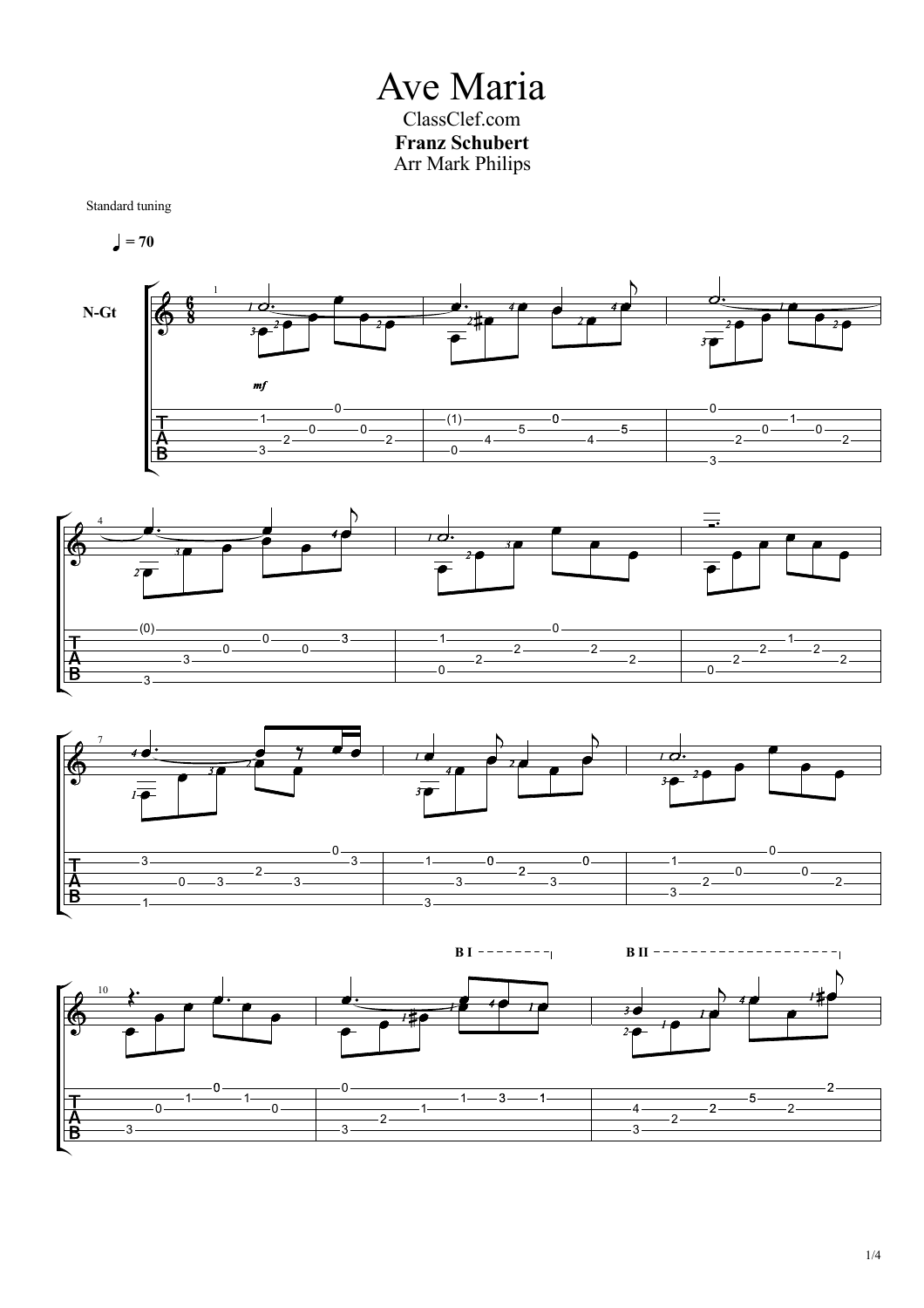# Ave Maria

ClassClef.com

**Franz Schubert**

Arr Mark Philips

Standard tuning

♩ = 70